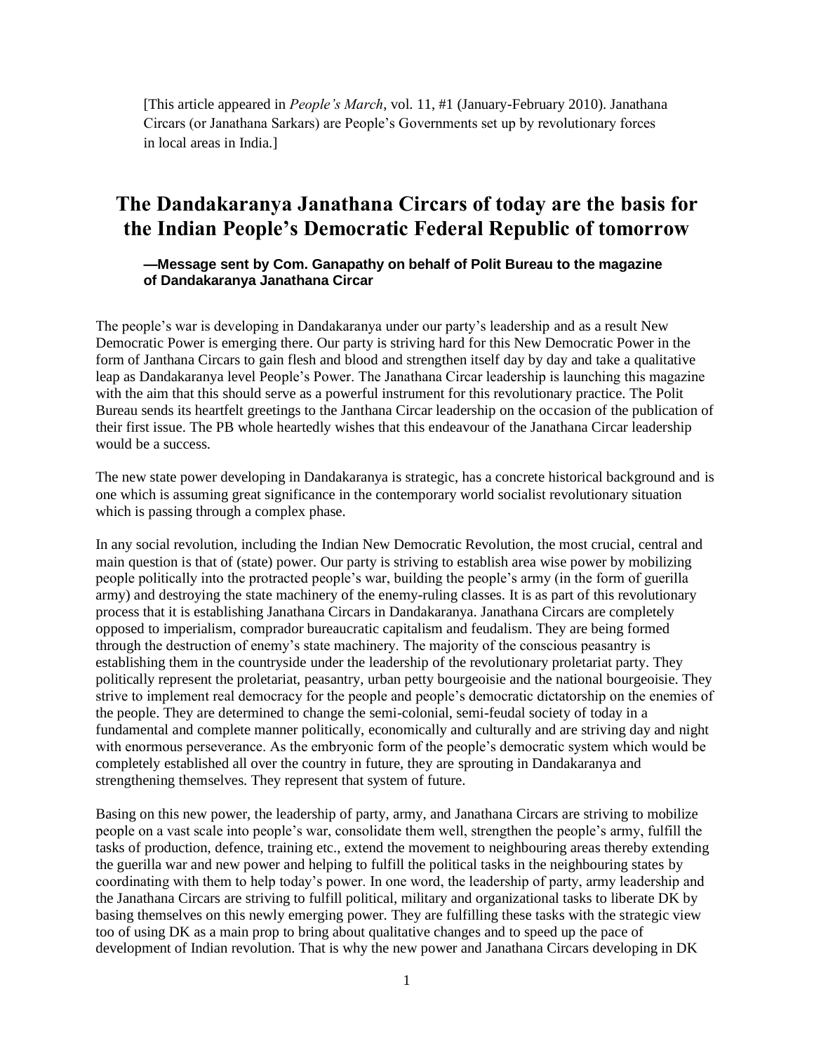[This article appeared in *People's March*, vol. 11, #1 (January-February 2010). Janathana Circars (or Janathana Sarkars) are People's Governments set up by revolutionary forces in local areas in India.]

# The Dandakaranya Janathana Circars of today are the basis for the Indian People's Democratic Federal Republic of tomorrow

**—Message sent by Com. Ganapathy on behalf of Polit Bureau to the magazine of Dandakaranya Janathana Circar**

The people's war is developing in Dandakaranya under our party's leadership and as a result New Democratic Power is emerging there. Our party is striving hard for this New Democratic Power in the form of Janthana Circars to gain flesh and blood and strengthen itself day by day and take a qualitative leap as Dandakaranya level People's Power. The Janathana Circar leadership is launching this magazine with the aim that this should serve as a powerful instrument for this revolutionary practice. The Polit Bureau sends its heartfelt greetings to the Janthana Circar leadership on the occasion of the publication of their first issue. The PB whole heartedly wishes that this endeavour of the Janathana Circar leadership would be a success.

The new state power developing in Dandakaranya is strategic, has a concrete historical background and is one which is assuming great significance in the contemporary world socialist revolutionary situation which is passing through a complex phase.

In any social revolution, including the Indian New Democratic Revolution, the most crucial, central and main question is that of (state) power. Our party is striving to establish area wise power by mobilizing people politically into the protracted people's war, building the people's army (in the form of guerilla army) and destroying the state machinery of the enemy-ruling classes. It is as part of this revolutionary process that it is establishing Janathana Circars in Dandakaranya. Janathana Circars are completely opposed to imperialism, comprador bureaucratic capitalism and feudalism. They are being formed through the destruction of enemy's state machinery. The majority of the conscious peasantry is establishing them in the countryside under the leadership of the revolutionary proletariat party. They politically represent the proletariat, peasantry, urban petty bourgeoisie and the national bourgeoisie. They strive to implement real democracy for the people and people's democratic dictatorship on the enemies of the people. They are determined to change the semi-colonial, semi-feudal society of today in a fundamental and complete manner politically, economically and culturally and are striving day and night with enormous perseverance. As the embryonic form of the people's democratic system which would be completely established all over the country in future, they are sprouting in Dandakaranya and strengthening themselves. They represent that system of future.

Basing on this new power, the leadership of party, army, and Janathana Circars are striving to mobilize people on a vast scale into people's war, consolidate them well, strengthen the people's army, fulfill the tasks of production, defence, training etc., extend the movement to neighbouring areas thereby extending the guerilla war and new power and helping to fulfill the political tasks in the neighbouring states by coordinating with them to help today's power. In one word, the leadership of party, army leadership and the Janathana Circars are striving to fulfill political, military and organizational tasks to liberate DK by basing themselves on this newly emerging power. They are fulfilling these tasks with the strategic view too of using DK as a main prop to bring about qualitative changes and to speed up the pace of development of Indian revolution. That is why the new power and Janathana Circars developing in DK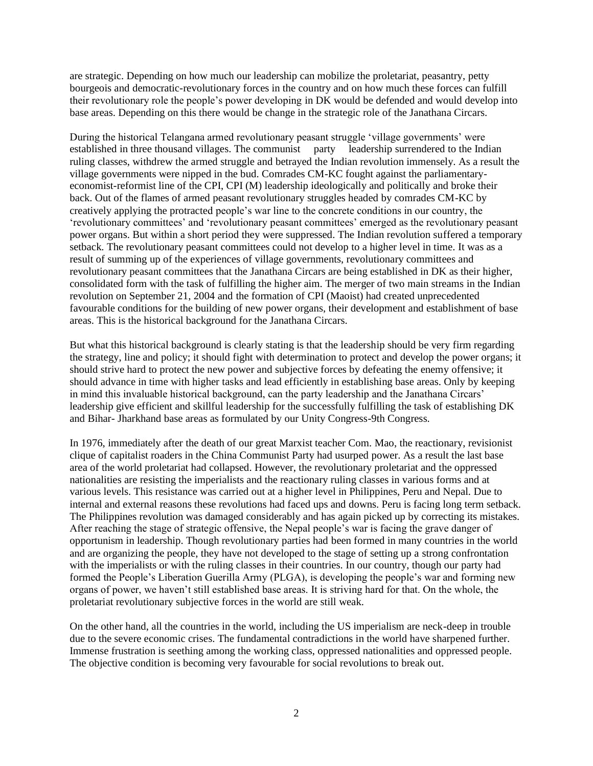are strategic. Depending on how much our leadership can mobilize the proletariat, peasantry, petty bourgeois and democratic-revolutionary forces in the country and on how much these forces can fulfill their revolutionary role the people's power developing in DK would be defended and would develop into base areas. Depending on this there would be change in the strategic role of the Janathana Circars.

During the historical Telangana armed revolutionary peasant struggle 'village governments' were established in three thousand villages. The communist party leadership surrendered to the Indian ruling classes, withdrew the armed struggle and betrayed the Indian revolution immensely. As a result the village governments were nipped in the bud. Comrades CM-KC fought against the parliamentary-economist-reformist line of the CPI, CPI (M) leadership ideologically and politically and broke their back. Out of the flames of armed peasant revolutionary struggles headed by comrades CM-KC by creatively applying the protracted people's war line to the concrete conditions in our country, the 'revolutionary committees' and 'revolutionary peasant committees' emerged as the revolutionary peasant power organs. But within a short period they were suppressed. The Indian revolution suffered a temporary setback. The revolutionary peasant committees could not develop to a higher level in time. It was as a result of summing up of the experiences of village governments, revolutionary committees and revolutionary peasant committees that the Janathana Circars are being established in DK as their higher, consolidated form with the task of fulfilling the higher aim. The merger of two main streams in the Indian revolution on September 21, 2004 and the formation of CPI (Maoist) had created unprecedented favourable conditions for the building of new power organs, their development and establishment of base areas. This is the historical background for the Janathana Circars.

But what this historical background is clearly stating is that the leadership should be very firm regarding the strategy, line and policy; it should fight with determination to protect and develop the power organs; it should strive hard to protect the new power and subjective forces by defeating the enemy offensive; it should advance in time with higher tasks and lead efficiently in establishing base areas. Only by keeping in mind this invaluable historical background, can the party leadership and the Janathana Circars' leadership give efficient and skillful leadership for the successfully fulfilling the task of establishing DK and Bihar- Jharkhand base areas as formulated by our Unity Congress-9th Congress.

In 1976, immediately after the death of our great Marxist teacher Com. Mao, the reactionary, revisionist clique of capitalist roaders in the China Communist Party had usurped power. As a result the last base area of the world proletariat had collapsed. However, the revolutionary proletariat and the oppressed nationalities are resisting the imperialists and the reactionary ruling classes in various forms and at various levels. This resistance was carried out at a higher level in Philippines, Peru and Nepal. Due to internal and external reasons these revolutions had faced ups and downs. Peru is facing long term setback. The Philippines revolution was damaged considerably and has again picked up by correcting its mistakes. After reaching the stage of strategic offensive, the Nepal people's war is facing the grave danger of opportunism in leadership. Though revolutionary parties had been formed in many countries in the world and are organizing the people, they have not developed to the stage of setting up a strong confrontation with the imperialists or with the ruling classes in their countries. In our country, though our party had formed the People's Liberation Guerilla Army (PLGA), is developing the people's war and forming new organs of power, we haven't still established base areas. It is striving hard for that. On the whole, the proletariat revolutionary subjective forces in the world are still weak.

On the other hand, all the countries in the world, including the US imperialism are neck-deep in trouble due to the severe economic crises. The fundamental contradictions in the world have sharpened further. Immense frustration is seething among the working class, oppressed nationalities and oppressed people. The objective condition is becoming very favourable for social revolutions to break out.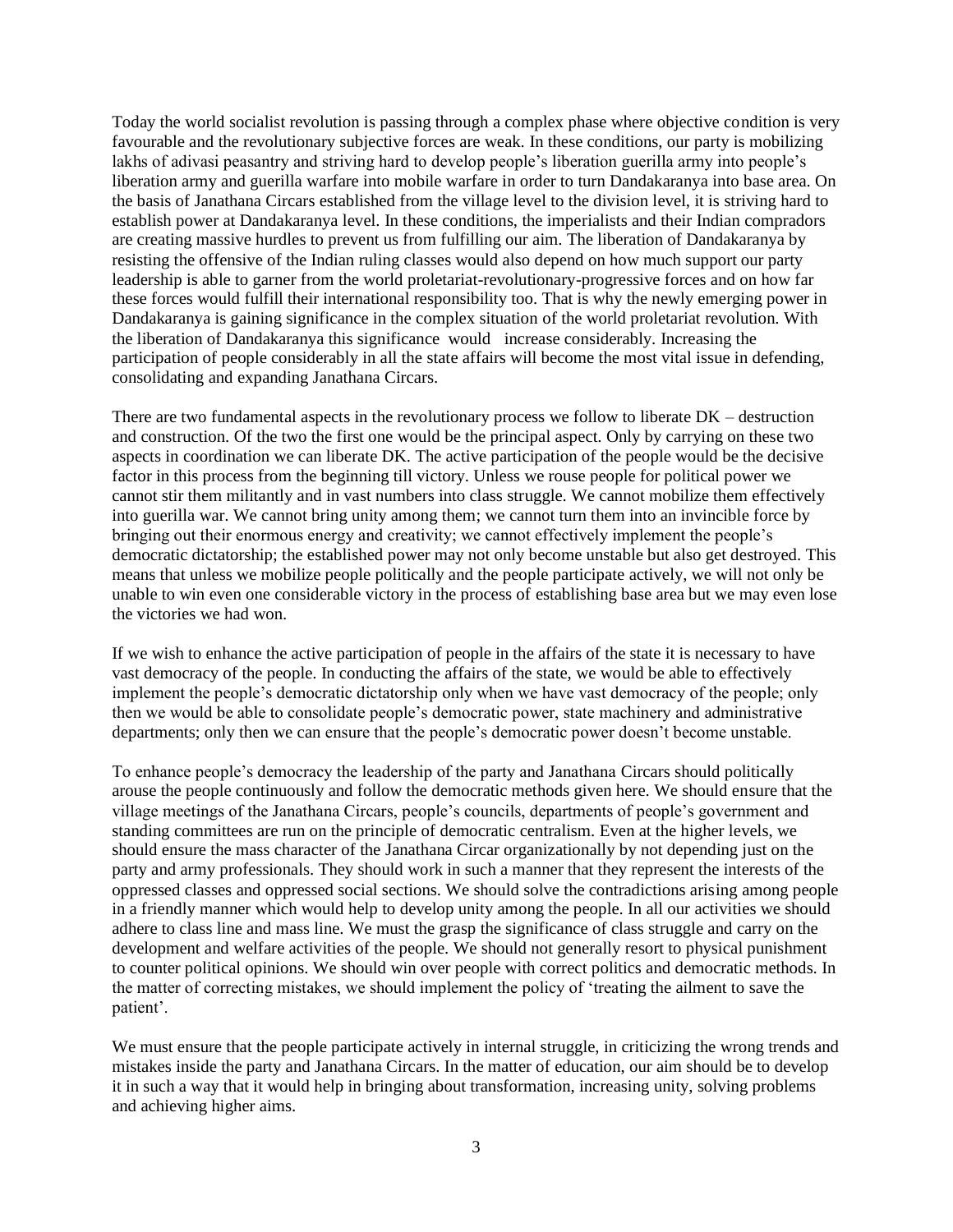Today the world socialist revolution is passing through a complex phase where objective condition is very favourable and the revolutionary subjective forces are weak. In these conditions, our party is mobilizing lakhs of adivasi peasantry and striving hard to develop people's liberation guerilla army into people's liberation army and guerilla warfare into mobile warfare in order to turn Dandakaranya into base area. On the basis of Janathana Circars established from the village level to the division level, it is striving hard to establish power at Dandakaranya level. In these conditions, the imperialists and their Indian compradors are creating massive hurdles to prevent us from fulfilling our aim. The liberation of Dandakaranya by resisting the offensive of the Indian ruling classes would also depend on how much support our party leadership is able to garner from the world proletariat-revolutionary-progressive forces and on how far these forces would fulfill their international responsibility too. That is why the newly emerging power in Dandakaranya is gaining significance in the complex situation of the world proletariat revolution. With the liberation of Dandakaranya this significance would increase considerably. Increasing the participation of people considerably in all the state affairs will become the most vital issue in defending, consolidating and expanding Janathana Circars.

There are two fundamental aspects in the revolutionary process we follow to liberate DK – destruction and construction. Of the two the first one would be the principal aspect. Only by carrying on these two aspects in coordination we can liberate DK. The active participation of the people would be the decisive factor in this process from the beginning till victory. Unless we rouse people for political power we cannot stir them militantly and in vast numbers into class struggle. We cannot mobilize them effectively into guerilla war. We cannot bring unity among them; we cannot turn them into an invincible force by bringing out their enormous energy and creativity; we cannot effectively implement the people's democratic dictatorship; the established power may not only become unstable but also get destroyed. This means that unless we mobilize people politically and the people participate actively, we will not only be unable to win even one considerable victory in the process of establishing base area but we may even lose the victories we had won.

If we wish to enhance the active participation of people in the affairs of the state it is necessary to have vast democracy of the people. In conducting the affairs of the state, we would be able to effectively implement the people's democratic dictatorship only when we have vast democracy of the people; only then we would be able to consolidate people's democratic power, state machinery and administrative departments; only then we can ensure that the people's democratic power doesn't become unstable.

To enhance people's democracy the leadership of the party and Janathana Circars should politically arouse the people continuously and follow the democratic methods given here. We should ensure that the village meetings of the Janathana Circars, people's councils, departments of people's government and standing committees are run on the principle of democratic centralism. Even at the higher levels, we should ensure the mass character of the Janathana Circar organizationally by not depending just on the party and army professionals. They should work in such a manner that they represent the interests of the oppressed classes and oppressed social sections. We should solve the contradictions arising among people in a friendly manner which would help to develop unity among the people. In all our activities we should adhere to class line and mass line. We must the grasp the significance of class struggle and carry on the development and welfare activities of the people. We should not generally resort to physical punishment to counter political opinions. We should win over people with correct politics and democratic methods. In the matter of correcting mistakes, we should implement the policy of 'treating the ailment to save the patient'.

We must ensure that the people participate actively in internal struggle, in criticizing the wrong trends and mistakes inside the party and Janathana Circars. In the matter of education, our aim should be to develop it in such a way that it would help in bringing about transformation, increasing unity, solving problems and achieving higher aims.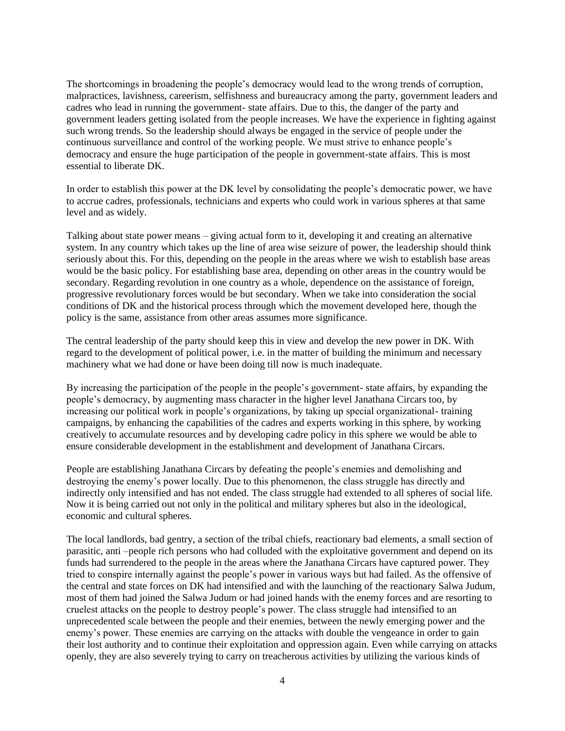The shortcomings in broadening the people's democracy would lead to the wrong trends of corruption, malpractices, lavishness, careerism, selfishness and bureaucracy among the party, government leaders and cadres who lead in running the government- state affairs. Due to this, the danger of the party and government leaders getting isolated from the people increases. We have the experience in fighting against such wrong trends. So the leadership should always be engaged in the service of people under the continuous surveillance and control of the working people. We must strive to enhance people's democracy and ensure the huge participation of the people in government-state affairs. This is most essential to liberate DK.

In order to establish this power at the DK level by consolidating the people's democratic power, we have to accrue cadres, professionals, technicians and experts who could work in various spheres at that same level and as widely.

Talking about state power means – giving actual form to it, developing it and creating an alternative system. In any country which takes up the line of area wise seizure of power, the leadership should think seriously about this. For this, depending on the people in the areas where we wish to establish base areas would be the basic policy. For establishing base area, depending on other areas in the country would be secondary. Regarding revolution in one country as a whole, dependence on the assistance of foreign, progressive revolutionary forces would be but secondary. When we take into consideration the social conditions of DK and the historical process through which the movement developed here, though the policy is the same, assistance from other areas assumes more significance.

The central leadership of the party should keep this in view and develop the new power in DK. With regard to the development of political power, i.e. in the matter of building the minimum and necessary machinery what we had done or have been doing till now is much inadequate.

By increasing the participation of the people in the people's government- state affairs, by expanding the people's democracy, by augmenting mass character in the higher level Janathana Circars too, by increasing our political work in people's organizations, by taking up special organizational- training campaigns, by enhancing the capabilities of the cadres and experts working in this sphere, by working creatively to accumulate resources and by developing cadre policy in this sphere we would be able to ensure considerable development in the establishment and development of Janathana Circars.

People are establishing Janathana Circars by defeating the people's enemies and demolishing and destroying the enemy's power locally. Due to this phenomenon, the class struggle has directly and indirectly only intensified and has not ended. The class struggle had extended to all spheres of social life. Now it is being carried out not only in the political and military spheres but also in the ideological, economic and cultural spheres.

The local landlords, bad gentry, a section of the tribal chiefs, reactionary bad elements, a small section of parasitic, anti –people rich persons who had colluded with the exploitative government and depend on its funds had surrendered to the people in the areas where the Janathana Circars have captured power. They tried to conspire internally against the people's power in various ways but had failed. As the offensive of the central and state forces on DK had intensified and with the launching of the reactionary Salwa Judum, most of them had joined the Salwa Judum or had joined hands with the enemy forces and are resorting to cruelest attacks on the people to destroy people's power. The class struggle had intensified to an unprecedented scale between the people and their enemies, between the newly emerging power and the enemy's power. These enemies are carrying on the attacks with double the vengeance in order to gain their lost authority and to continue their exploitation and oppression again. Even while carrying on attacks openly, they are also severely trying to carry on treacherous activities by utilizing the various kinds of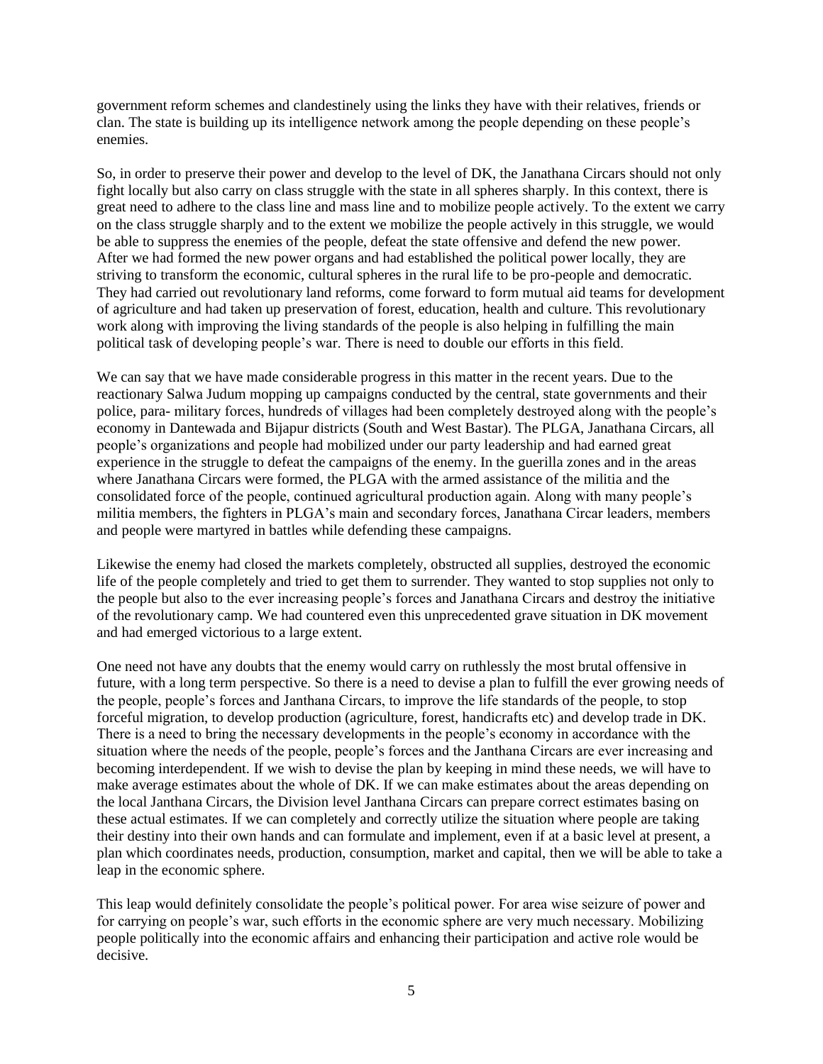government reform schemes and clandestinely using the links they have with their relatives, friends or clan. The state is building up its intelligence network among the people depending on these people's enemies.

So, in order to preserve their power and develop to the level of DK, the Janathana Circars should not only fight locally but also carry on class struggle with the state in all spheres sharply. In this context, there is great need to adhere to the class line and mass line and to mobilize people actively. To the extent we carry on the class struggle sharply and to the extent we mobilize the people actively in this struggle, we would be able to suppress the enemies of the people, defeat the state offensive and defend the new power. After we had formed the new power organs and had established the political power locally, they are striving to transform the economic, cultural spheres in the rural life to be pro-people and democratic. They had carried out revolutionary land reforms, come forward to form mutual aid teams for development of agriculture and had taken up preservation of forest, education, health and culture. This revolutionary work along with improving the living standards of the people is also helping in fulfilling the main political task of developing people's war. There is need to double our efforts in this field.

We can say that we have made considerable progress in this matter in the recent years. Due to the reactionary Salwa Judum mopping up campaigns conducted by the central, state governments and their police, para- military forces, hundreds of villages had been completely destroyed along with the people's economy in Dantewada and Bijapur districts (South and West Bastar). The PLGA, Janathana Circars, all people's organizations and people had mobilized under our party leadership and had earned great experience in the struggle to defeat the campaigns of the enemy. In the guerilla zones and in the areas where Janathana Circars were formed, the PLGA with the armed assistance of the militia and the consolidated force of the people, continued agricultural production again. Along with many people's militia members, the fighters in PLGA's main and secondary forces, Janathana Circar leaders, members and people were martyred in battles while defending these campaigns.

Likewise the enemy had closed the markets completely, obstructed all supplies, destroyed the economic life of the people completely and tried to get them to surrender. They wanted to stop supplies not only to the people but also to the ever increasing people's forces and Janathana Circars and destroy the initiative of the revolutionary camp. We had countered even this unprecedented grave situation in DK movement and had emerged victorious to a large extent.

One need not have any doubts that the enemy would carry on ruthlessly the most brutal offensive in future, with a long term perspective. So there is a need to devise a plan to fulfill the ever growing needs of the people, people's forces and Janthana Circars, to improve the life standards of the people, to stop forceful migration, to develop production (agriculture, forest, handicrafts etc) and develop trade in DK. There is a need to bring the necessary developments in the people's economy in accordance with the situation where the needs of the people, people's forces and the Janthana Circars are ever increasing and becoming interdependent. If we wish to devise the plan by keeping in mind these needs, we will have to make average estimates about the whole of DK. If we can make estimates about the areas depending on the local Janthana Circars, the Division level Janthana Circars can prepare correct estimates basing on these actual estimates. If we can completely and correctly utilize the situation where people are taking their destiny into their own hands and can formulate and implement, even if at a basic level at present, a plan which coordinates needs, production, consumption, market and capital, then we will be able to take a leap in the economic sphere.

This leap would definitely consolidate the people's political power. For area wise seizure of power and for carrying on people's war, such efforts in the economic sphere are very much necessary. Mobilizing people politically into the economic affairs and enhancing their participation and active role would be decisive.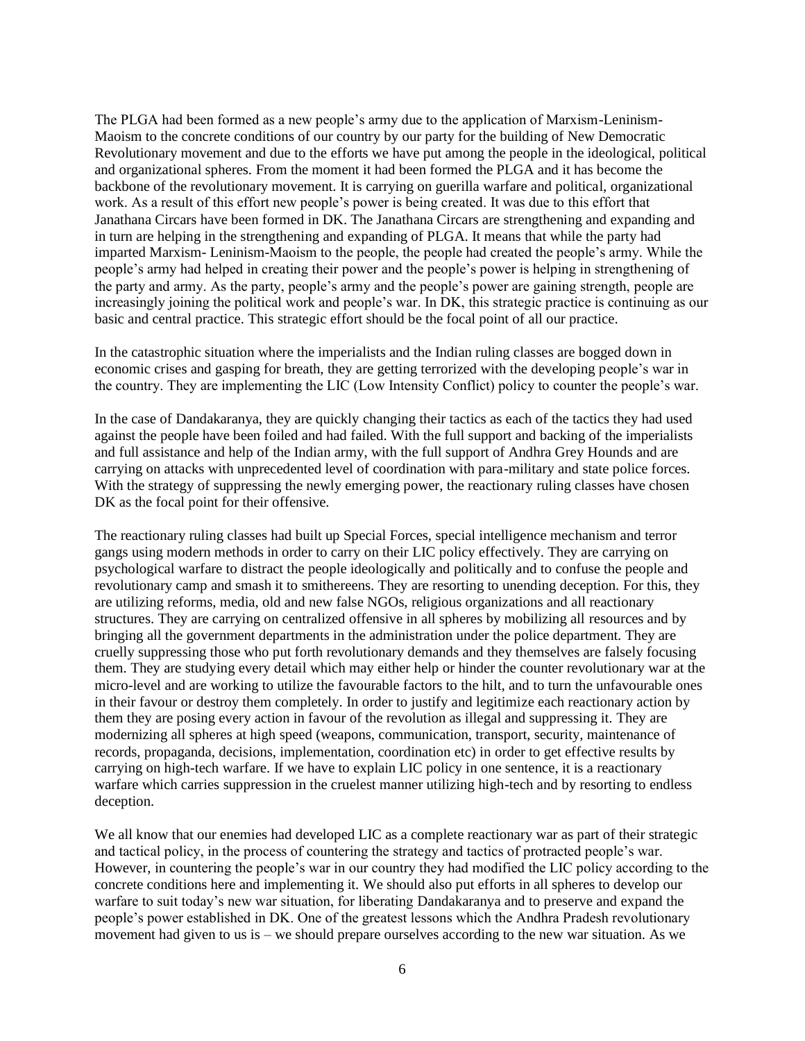The PLGA had been formed as a new people's army due to the application of Marxism-Leninism-Maoism to the concrete conditions of our country by our party for the building of New Democratic Revolutionary movement and due to the efforts we have put among the people in the ideological, political and organizational spheres. From the moment it had been formed the PLGA and it has become the backbone of the revolutionary movement. It is carrying on guerilla warfare and political, organizational work. As a result of this effort new people's power is being created. It was due to this effort that Janathana Circars have been formed in DK. The Janathana Circars are strengthening and expanding and in turn are helping in the strengthening and expanding of PLGA. It means that while the party had imparted Marxism- Leninism-Maoism to the people, the people had created the people's army. While the people's army had helped in creating their power and the people's power is helping in strengthening of the party and army. As the party, people's army and the people's power are gaining strength, people are increasingly joining the political work and people's war. In DK, this strategic practice is continuing as our basic and central practice. This strategic effort should be the focal point of all our practice.

In the catastrophic situation where the imperialists and the Indian ruling classes are bogged down in economic crises and gasping for breath, they are getting terrorized with the developing people's war in the country. They are implementing the LIC (Low Intensity Conflict) policy to counter the people's war.

In the case of Dandakaranya, they are quickly changing their tactics as each of the tactics they had used against the people have been foiled and had failed. With the full support and backing of the imperialists and full assistance and help of the Indian army, with the full support of Andhra Grey Hounds and are carrying on attacks with unprecedented level of coordination with para-military and state police forces. With the strategy of suppressing the newly emerging power, the reactionary ruling classes have chosen DK as the focal point for their offensive.

The reactionary ruling classes had built up Special Forces, special intelligence mechanism and terror gangs using modern methods in order to carry on their LIC policy effectively. They are carrying on psychological warfare to distract the people ideologically and politically and to confuse the people and revolutionary camp and smash it to smithereens. They are resorting to unending deception. For this, they are utilizing reforms, media, old and new false NGOs, religious organizations and all reactionary structures. They are carrying on centralized offensive in all spheres by mobilizing all resources and by bringing all the government departments in the administration under the police department. They are cruelly suppressing those who put forth revolutionary demands and they themselves are falsely focusing them. They are studying every detail which may either help or hinder the counter revolutionary war at the micro-level and are working to utilize the favourable factors to the hilt, and to turn the unfavourable ones in their favour or destroy them completely. In order to justify and legitimize each reactionary action by them they are posing every action in favour of the revolution as illegal and suppressing it. They are modernizing all spheres at high speed (weapons, communication, transport, security, maintenance of records, propaganda, decisions, implementation, coordination etc) in order to get effective results by carrying on high-tech warfare. If we have to explain LIC policy in one sentence, it is a reactionary warfare which carries suppression in the cruelest manner utilizing high-tech and by resorting to endless deception.

We all know that our enemies had developed LIC as a complete reactionary war as part of their strategic and tactical policy, in the process of countering the strategy and tactics of protracted people's war. However, in countering the people's war in our country they had modified the LIC policy according to the concrete conditions here and implementing it. We should also put efforts in all spheres to develop our warfare to suit today's new war situation, for liberating Dandakaranya and to preserve and expand the people's power established in DK. One of the greatest lessons which the Andhra Pradesh revolutionary movement had given to us is – we should prepare ourselves according to the new war situation. As we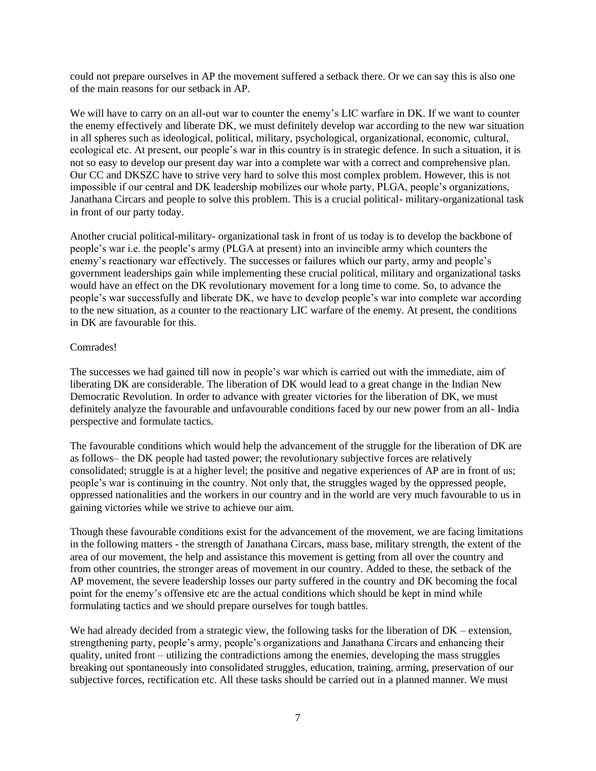could not prepare ourselves in AP the movement suffered a setback there. Or we can say this is also one of the main reasons for our setback in AP.

We will have to carry on an all-out war to counter the enemy's LIC warfare in DK. If we want to counter the enemy effectively and liberate DK, we must definitely develop war according to the new war situation in all spheres such as ideological, political, military, psychological, organizational, economic, cultural, ecological etc. At present, our people's war in this country is in strategic defence. In such a situation, it is not so easy to develop our present day war into a complete war with a correct and comprehensive plan. Our CC and DKSZC have to strive very hard to solve this most complex problem. However, this is not impossible if our central and DK leadership mobilizes our whole party, PLGA, people's organizations, Janathana Circars and people to solve this problem. This is a crucial political- military-organizational task in front of our party today.

Another crucial political-military- organizational task in front of us today is to develop the backbone of people's war i.e. the people's army (PLGA at present) into an invincible army which counters the enemy's reactionary war effectively. The successes or failures which our party, army and people's government leaderships gain while implementing these crucial political, military and organizational tasks would have an effect on the DK revolutionary movement for a long time to come. So, to advance the people's war successfully and liberate DK, we have to develop people's war into complete war according to the new situation, as a counter to the reactionary LIC warfare of the enemy. At present, the conditions in DK are favourable for this.

Comrades!

The successes we had gained till now in people's war which is carried out with the immediate, aim of liberating DK are considerable. The liberation of DK would lead to a great change in the Indian New Democratic Revolution. In order to advance with greater victories for the liberation of DK, we must definitely analyze the favourable and unfavourable conditions faced by our new power from an all- India perspective and formulate tactics.

The favourable conditions which would help the advancement of the struggle for the liberation of DK are as follows– the DK people had tasted power; the revolutionary subjective forces are relatively consolidated; struggle is at a higher level; the positive and negative experiences of AP are in front of us; people's war is continuing in the country. Not only that, the struggles waged by the oppressed people, oppressed nationalities and the workers in our country and in the world are very much favourable to us in gaining victories while we strive to achieve our aim.

Though these favourable conditions exist for the advancement of the movement, we are facing limitations in the following matters - the strength of Janathana Circars, mass base, military strength, the extent of the area of our movement, the help and assistance this movement is getting from all over the country and from other countries, the stronger areas of movement in our country. Added to these, the setback of the AP movement, the severe leadership losses our party suffered in the country and DK becoming the focal point for the enemy's offensive etc are the actual conditions which should be kept in mind while formulating tactics and we should prepare ourselves for tough battles.

We had already decided from a strategic view, the following tasks for the liberation of DK – extension, strengthening party, people's army, people's organizations and Janathana Circars and enhancing their quality, united front – utilizing the contradictions among the enemies, developing the mass struggles breaking out spontaneously into consolidated struggles, education, training, arming, preservation of our subjective forces, rectification etc. All these tasks should be carried out in a planned manner. We must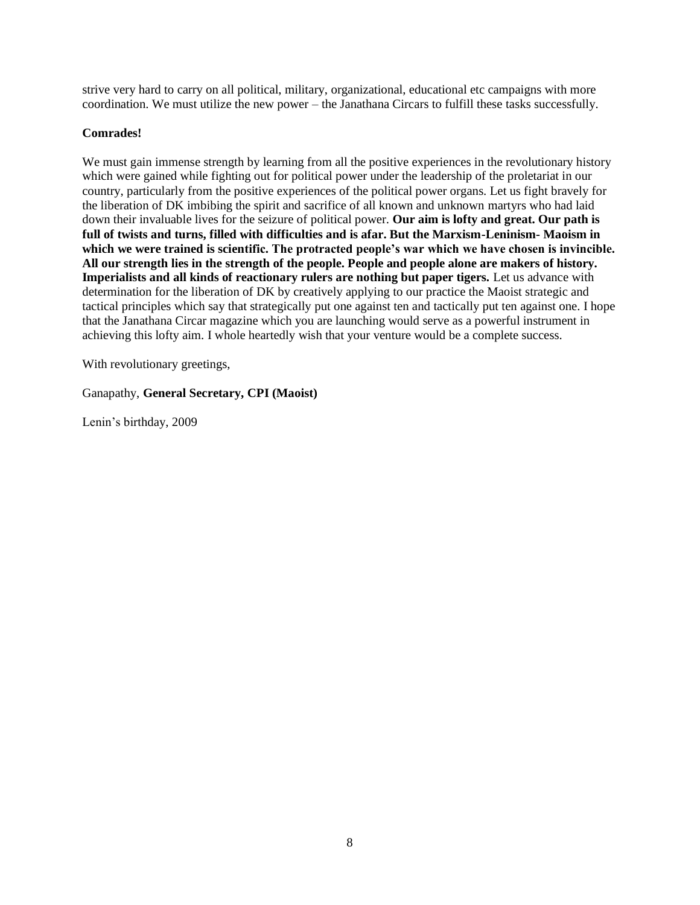strive very hard to carry on all political, military, organizational, educational etc campaigns with more coordination. We must utilize the new power – the Janathana Circars to fulfill these tasks successfully.

**Comrades!**

We must gain immense strength by learning from all the positive experiences in the revolutionary history which were gained while fighting out for political power under the leadership of the proletariat in our country, particularly from the positive experiences of the political power organs. Let us fight bravely for the liberation of DK imbibing the spirit and sacrifice of all known and unknown martyrs who had laid down their invaluable lives for the seizure of political power. **Our aim is lofty and great. Our path is full of twists and turns, filled with difficulties and is afar. But the Marxism-Leninism- Maoism in which we were trained is scientific. The protracted people's war which we have chosen is invincible. All our strength lies in the strength of the people. People and people alone are makers of history. Imperialists and all kinds of reactionary rulers are nothing but paper tigers.** Let us advance with determination for the liberation of DK by creatively applying to our practice the Maoist strategic and tactical principles which say that strategically put one against ten and tactically put ten against one. I hope that the Janathana Circar magazine which you are launching would serve as a powerful instrument in achieving this lofty aim. I whole heartedly wish that your venture would be a complete success.

With revolutionary greetings,

Ganapathy, **General Secretary, CPI (Maoist)**

Lenin's birthday, 2009